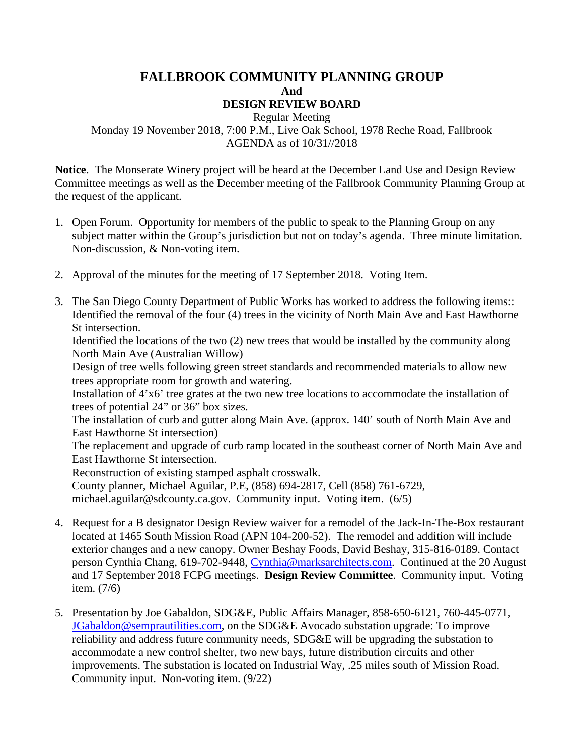# FALLBROOK COMMUNITY PLANNING GROUP
## And
## DESIGN REVIEW BOARD

Regular Meeting
Monday 19 November 2018, 7:00 P.M., Live Oak School, 1978 Reche Road, Fallbrook
AGENDA as of 10/31//2018

**Notice**. The Monserate Winery project will be heard at the December Land Use and Design Review Committee meetings as well as the December meeting of the Fallbrook Community Planning Group at the request of the applicant.

1. Open Forum. Opportunity for members of the public to speak to the Planning Group on any subject matter within the Group's jurisdiction but not on today's agenda. Three minute limitation. Non-discussion, & Non-voting item.

2. Approval of the minutes for the meeting of 17 September 2018. Voting Item.

3. The San Diego County Department of Public Works has worked to address the following items::
   Identified the removal of the four (4) trees in the vicinity of North Main Ave and East Hawthorne St intersection.
   Identified the locations of the two (2) new trees that would be installed by the community along North Main Ave (Australian Willow)
   Design of tree wells following green street standards and recommended materials to allow new trees appropriate room for growth and watering.
   Installation of 4'x6' tree grates at the two new tree locations to accommodate the installation of trees of potential 24" or 36" box sizes.
   The installation of curb and gutter along Main Ave. (approx. 140' south of North Main Ave and East Hawthorne St intersection)
   The replacement and upgrade of curb ramp located in the southeast corner of North Main Ave and East Hawthorne St intersection.
   Reconstruction of existing stamped asphalt crosswalk.
   County planner, Michael Aguilar, P.E, (858) 694-2817, Cell (858) 761-6729, michael.aguilar@sdcounty.ca.gov. Community input. Voting item. (6/5)

4. Request for a B designator Design Review waiver for a remodel of the Jack-In-The-Box restaurant located at 1465 South Mission Road (APN 104-200-52). The remodel and addition will include exterior changes and a new canopy. Owner Beshay Foods, David Beshay, 315-816-0189. Contact person Cynthia Chang, 619-702-9448, Cynthia@marksarchitects.com. Continued at the 20 August and 17 September 2018 FCPG meetings. **Design Review Committee**. Community input. Voting item. (7/6)

5. Presentation by Joe Gabaldon, SDG&E, Public Affairs Manager, 858-650-6121, 760-445-0771, JGabaldon@semprautilities.com, on the SDG&E Avocado substation upgrade: To improve reliability and address future community needs, SDG&E will be upgrading the substation to accommodate a new control shelter, two new bays, future distribution circuits and other improvements. The substation is located on Industrial Way, .25 miles south of Mission Road. Community input. Non-voting item. (9/22)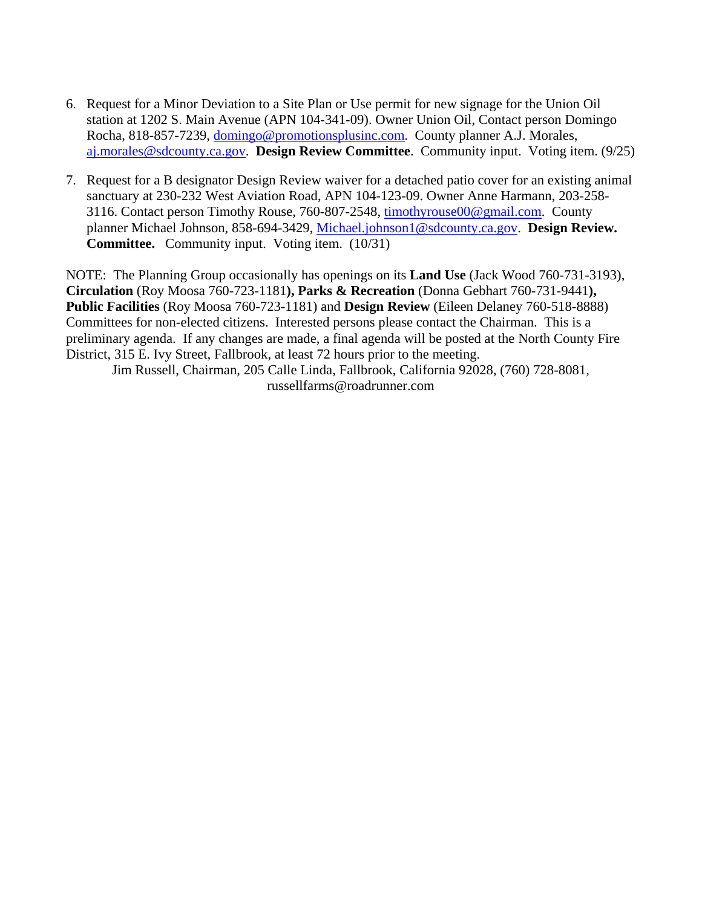6. Request for a Minor Deviation to a Site Plan or Use permit for new signage for the Union Oil station at 1202 S. Main Avenue (APN 104-341-09). Owner Union Oil, Contact person Domingo Rocha, 818-857-7239, domingo@promotionsplusinc.com. County planner A.J. Morales, aj.morales@sdcounty.ca.gov. **Design Review Committee**. Community input. Voting item. (9/25)

7. Request for a B designator Design Review waiver for a detached patio cover for an existing animal sanctuary at 230-232 West Aviation Road, APN 104-123-09. Owner Anne Harmann, 203-258-3116. Contact person Timothy Rouse, 760-807-2548, timothyrouse00@gmail.com. County planner Michael Johnson, 858-694-3429, Michael.johnson1@sdcounty.ca.gov. **Design Review. Committee.** Community input. Voting item. (10/31)

NOTE: The Planning Group occasionally has openings on its **Land Use** (Jack Wood 760-731-3193), **Circulation** (Roy Moosa 760-723-1181**), Parks & Recreation** (Donna Gebhart 760-731-9441**), Public Facilities** (Roy Moosa 760-723-1181) and **Design Review** (Eileen Delaney 760-518-8888) Committees for non-elected citizens. Interested persons please contact the Chairman. This is a preliminary agenda. If any changes are made, a final agenda will be posted at the North County Fire District, 315 E. Ivy Street, Fallbrook, at least 72 hours prior to the meeting.

Jim Russell, Chairman, 205 Calle Linda, Fallbrook, California 92028, (760) 728-8081, russellfarms@roadrunner.com